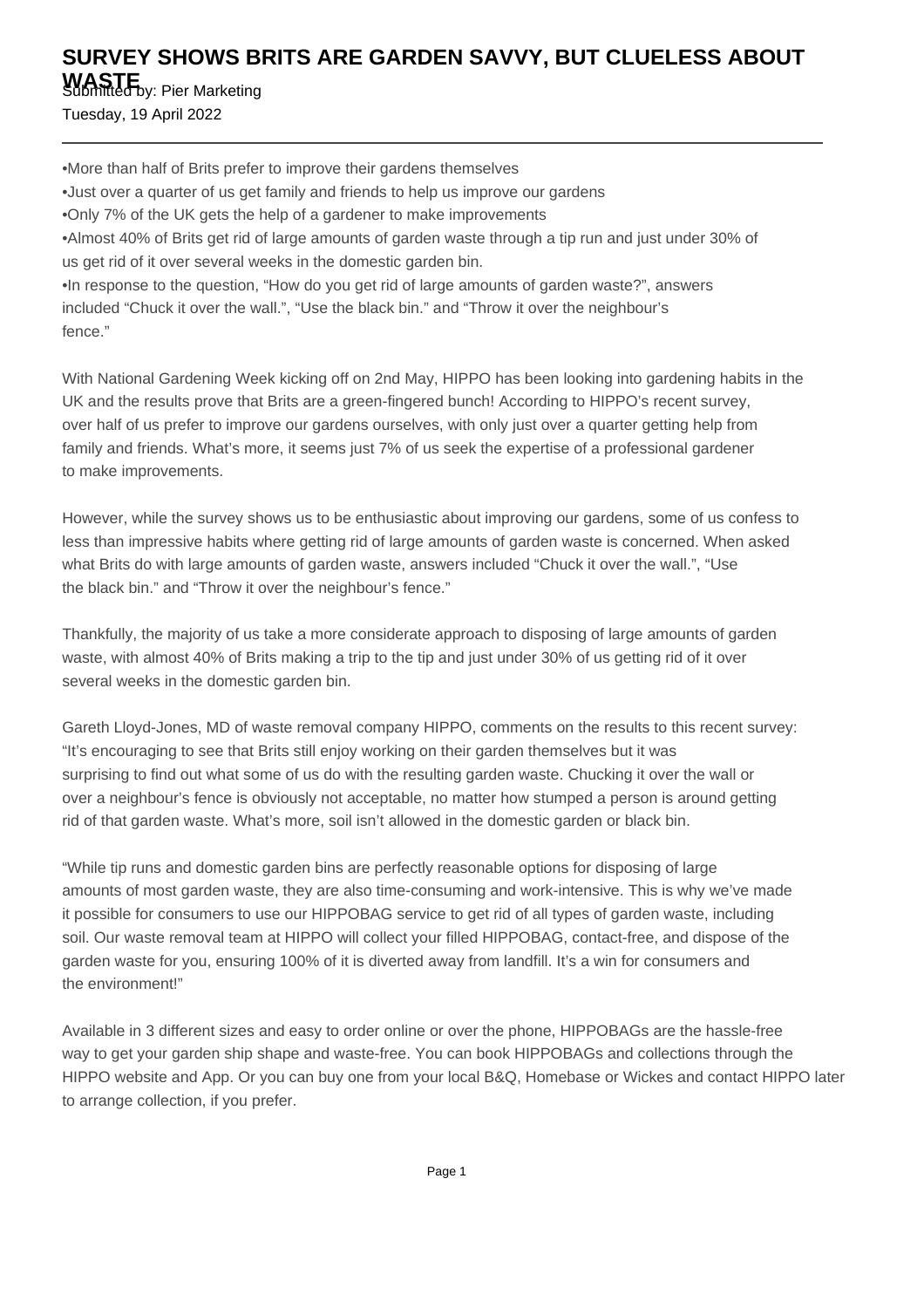# SURVEY SHOWS BRITS ARE GARDEN SAVVY, BUT CLUELESS ABOUT WASTE

Submitted by: Pier Marketing

Tuesday, 19 April 2022

---

•More than half of Brits prefer to improve their gardens themselves
•Just over a quarter of us get family and friends to help us improve our gardens
•Only 7% of the UK gets the help of a gardener to make improvements
•Almost 40% of Brits get rid of large amounts of garden waste through a tip run and just under 30% of us get rid of it over several weeks in the domestic garden bin.
•In response to the question, "How do you get rid of large amounts of garden waste?", answers included "Chuck it over the wall.", "Use the black bin." and "Throw it over the neighbour's fence."

With National Gardening Week kicking off on 2nd May, HIPPO has been looking into gardening habits in the UK and the results prove that Brits are a green-fingered bunch! According to HIPPO's recent survey, over half of us prefer to improve our gardens ourselves, with only just over a quarter getting help from family and friends. What's more, it seems just 7% of us seek the expertise of a professional gardener to make improvements.

However, while the survey shows us to be enthusiastic about improving our gardens, some of us confess to less than impressive habits where getting rid of large amounts of garden waste is concerned. When asked what Brits do with large amounts of garden waste, answers included "Chuck it over the wall.", "Use the black bin." and "Throw it over the neighbour's fence."

Thankfully, the majority of us take a more considerate approach to disposing of large amounts of garden waste, with almost 40% of Brits making a trip to the tip and just under 30% of us getting rid of it over several weeks in the domestic garden bin.

Gareth Lloyd-Jones, MD of waste removal company HIPPO, comments on the results to this recent survey: "It's encouraging to see that Brits still enjoy working on their garden themselves but it was surprising to find out what some of us do with the resulting garden waste. Chucking it over the wall or over a neighbour's fence is obviously not acceptable, no matter how stumped a person is around getting rid of that garden waste. What's more, soil isn't allowed in the domestic garden or black bin.

"While tip runs and domestic garden bins are perfectly reasonable options for disposing of large amounts of most garden waste, they are also time-consuming and work-intensive. This is why we've made it possible for consumers to use our HIPPOBAG service to get rid of all types of garden waste, including soil. Our waste removal team at HIPPO will collect your filled HIPPOBAG, contact-free, and dispose of the garden waste for you, ensuring 100% of it is diverted away from landfill. It's a win for consumers and the environment!"

Available in 3 different sizes and easy to order online or over the phone, HIPPOBAGs are the hassle-free way to get your garden ship shape and waste-free. You can book HIPPOBAGs and collections through the HIPPO website and App. Or you can buy one from your local B&Q, Homebase or Wickes and contact HIPPO later to arrange collection, if you prefer.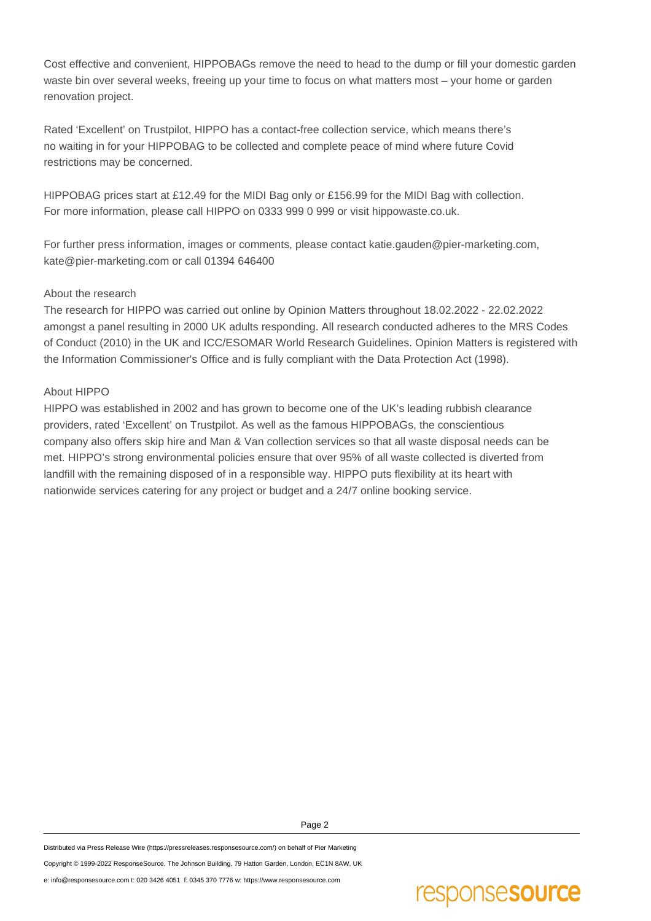Cost effective and convenient, HIPPOBAGs remove the need to head to the dump or fill your domestic garden waste bin over several weeks, freeing up your time to focus on what matters most – your home or garden renovation project.

Rated 'Excellent' on Trustpilot, HIPPO has a contact-free collection service, which means there's no waiting in for your HIPPOBAG to be collected and complete peace of mind where future Covid restrictions may be concerned.

HIPPOBAG prices start at £12.49 for the MIDI Bag only or £156.99 for the MIDI Bag with collection. For more information, please call HIPPO on 0333 999 0 999 or visit hippowaste.co.uk.

For further press information, images or comments, please contact katie.gauden@pier-marketing.com, kate@pier-marketing.com or call 01394 646400

About the research

The research for HIPPO was carried out online by Opinion Matters throughout 18.02.2022 - 22.02.2022 amongst a panel resulting in 2000 UK adults responding. All research conducted adheres to the MRS Codes of Conduct (2010) in the UK and ICC/ESOMAR World Research Guidelines. Opinion Matters is registered with the Information Commissioner's Office and is fully compliant with the Data Protection Act (1998).

About HIPPO

HIPPO was established in 2002 and has grown to become one of the UK's leading rubbish clearance providers, rated 'Excellent' on Trustpilot. As well as the famous HIPPOBAGs, the conscientious company also offers skip hire and Man & Van collection services so that all waste disposal needs can be met. HIPPO's strong environmental policies ensure that over 95% of all waste collected is diverted from landfill with the remaining disposed of in a responsible way. HIPPO puts flexibility at its heart with nationwide services catering for any project or budget and a 24/7 online booking service.